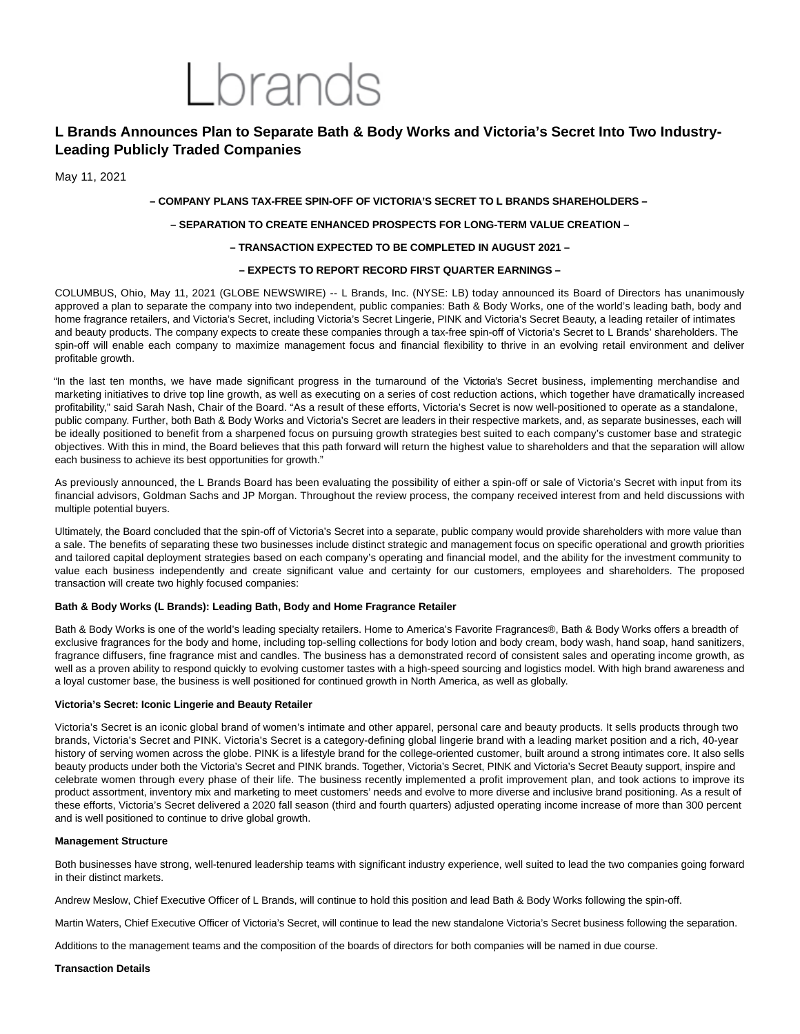Lbrands

# L Brands Announces Plan to Separate Bath & Body Works and Victoria's Secret Into Two Industry-Leading Publicly Traded Companies

May 11, 2021

**– COMPANY PLANS TAX-FREE SPIN-OFF OF VICTORIA'S SECRET TO L BRANDS SHAREHOLDERS –**

**– SEPARATION TO CREATE ENHANCED PROSPECTS FOR LONG-TERM VALUE CREATION –**

**– TRANSACTION EXPECTED TO BE COMPLETED IN AUGUST 2021 –**

**– EXPECTS TO REPORT RECORD FIRST QUARTER EARNINGS –**

COLUMBUS, Ohio, May 11, 2021 (GLOBE NEWSWIRE) -- L Brands, Inc. (NYSE: LB) today announced its Board of Directors has unanimously approved a plan to separate the company into two independent, public companies: Bath & Body Works, one of the world's leading bath, body and home fragrance retailers, and Victoria's Secret, including Victoria's Secret Lingerie, PINK and Victoria's Secret Beauty, a leading retailer of intimates and beauty products. The company expects to create these companies through a tax-free spin-off of Victoria's Secret to L Brands' shareholders. The spin-off will enable each company to maximize management focus and financial flexibility to thrive in an evolving retail environment and deliver profitable growth.

"In the last ten months, we have made significant progress in the turnaround of the Victoria's Secret business, implementing merchandise and marketing initiatives to drive top line growth, as well as executing on a series of cost reduction actions, which together have dramatically increased profitability," said Sarah Nash, Chair of the Board. "As a result of these efforts, Victoria's Secret is now well-positioned to operate as a standalone, public company. Further, both Bath & Body Works and Victoria's Secret are leaders in their respective markets, and, as separate businesses, each will be ideally positioned to benefit from a sharpened focus on pursuing growth strategies best suited to each company's customer base and strategic objectives. With this in mind, the Board believes that this path forward will return the highest value to shareholders and that the separation will allow each business to achieve its best opportunities for growth."

As previously announced, the L Brands Board has been evaluating the possibility of either a spin-off or sale of Victoria's Secret with input from its financial advisors, Goldman Sachs and JP Morgan. Throughout the review process, the company received interest from and held discussions with multiple potential buyers.

Ultimately, the Board concluded that the spin-off of Victoria's Secret into a separate, public company would provide shareholders with more value than a sale. The benefits of separating these two businesses include distinct strategic and management focus on specific operational and growth priorities and tailored capital deployment strategies based on each company's operating and financial model, and the ability for the investment community to value each business independently and create significant value and certainty for our customers, employees and shareholders. The proposed transaction will create two highly focused companies:

**Bath & Body Works (L Brands): Leading Bath, Body and Home Fragrance Retailer**

Bath & Body Works is one of the world's leading specialty retailers. Home to America's Favorite Fragrances®, Bath & Body Works offers a breadth of exclusive fragrances for the body and home, including top-selling collections for body lotion and body cream, body wash, hand soap, hand sanitizers, fragrance diffusers, fine fragrance mist and candles. The business has a demonstrated record of consistent sales and operating income growth, as well as a proven ability to respond quickly to evolving customer tastes with a high-speed sourcing and logistics model. With high brand awareness and a loyal customer base, the business is well positioned for continued growth in North America, as well as globally.

**Victoria's Secret: Iconic Lingerie and Beauty Retailer**

Victoria's Secret is an iconic global brand of women's intimate and other apparel, personal care and beauty products. It sells products through two brands, Victoria's Secret and PINK. Victoria's Secret is a category-defining global lingerie brand with a leading market position and a rich, 40-year history of serving women across the globe. PINK is a lifestyle brand for the college-oriented customer, built around a strong intimates core. It also sells beauty products under both the Victoria's Secret and PINK brands. Together, Victoria's Secret, PINK and Victoria's Secret Beauty support, inspire and celebrate women through every phase of their life. The business recently implemented a profit improvement plan, and took actions to improve its product assortment, inventory mix and marketing to meet customers' needs and evolve to more diverse and inclusive brand positioning. As a result of these efforts, Victoria's Secret delivered a 2020 fall season (third and fourth quarters) adjusted operating income increase of more than 300 percent and is well positioned to continue to drive global growth.

**Management Structure**

Both businesses have strong, well-tenured leadership teams with significant industry experience, well suited to lead the two companies going forward in their distinct markets.

Andrew Meslow, Chief Executive Officer of L Brands, will continue to hold this position and lead Bath & Body Works following the spin-off.

Martin Waters, Chief Executive Officer of Victoria's Secret, will continue to lead the new standalone Victoria's Secret business following the separation.

Additions to the management teams and the composition of the boards of directors for both companies will be named in due course.

**Transaction Details**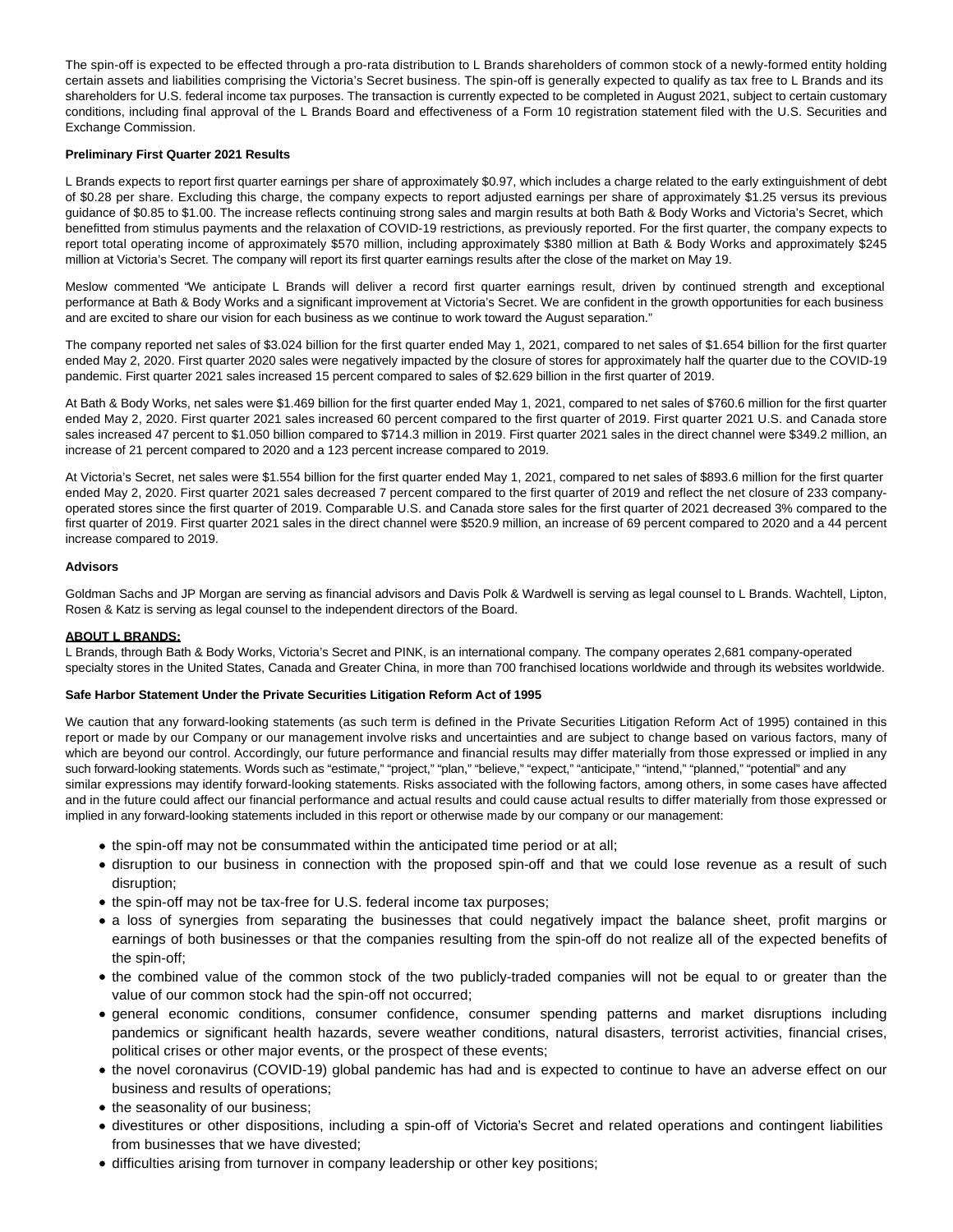The spin-off is expected to be effected through a pro-rata distribution to L Brands shareholders of common stock of a newly-formed entity holding certain assets and liabilities comprising the Victoria's Secret business. The spin-off is generally expected to qualify as tax free to L Brands and its shareholders for U.S. federal income tax purposes. The transaction is currently expected to be completed in August 2021, subject to certain customary conditions, including final approval of the L Brands Board and effectiveness of a Form 10 registration statement filed with the U.S. Securities and Exchange Commission.

**Preliminary First Quarter 2021 Results**

L Brands expects to report first quarter earnings per share of approximately $0.97, which includes a charge related to the early extinguishment of debt of $0.28 per share. Excluding this charge, the company expects to report adjusted earnings per share of approximately $1.25 versus its previous guidance of $0.85 to $1.00. The increase reflects continuing strong sales and margin results at both Bath & Body Works and Victoria's Secret, which benefitted from stimulus payments and the relaxation of COVID-19 restrictions, as previously reported. For the first quarter, the company expects to report total operating income of approximately $570 million, including approximately $380 million at Bath & Body Works and approximately $245 million at Victoria's Secret. The company will report its first quarter earnings results after the close of the market on May 19.

Meslow commented "We anticipate L Brands will deliver a record first quarter earnings result, driven by continued strength and exceptional performance at Bath & Body Works and a significant improvement at Victoria's Secret. We are confident in the growth opportunities for each business and are excited to share our vision for each business as we continue to work toward the August separation."

The company reported net sales of $3.024 billion for the first quarter ended May 1, 2021, compared to net sales of $1.654 billion for the first quarter ended May 2, 2020. First quarter 2020 sales were negatively impacted by the closure of stores for approximately half the quarter due to the COVID-19 pandemic. First quarter 2021 sales increased 15 percent compared to sales of $2.629 billion in the first quarter of 2019.

At Bath & Body Works, net sales were $1.469 billion for the first quarter ended May 1, 2021, compared to net sales of $760.6 million for the first quarter ended May 2, 2020. First quarter 2021 sales increased 60 percent compared to the first quarter of 2019. First quarter 2021 U.S. and Canada store sales increased 47 percent to $1.050 billion compared to $714.3 million in 2019. First quarter 2021 sales in the direct channel were $349.2 million, an increase of 21 percent compared to 2020 and a 123 percent increase compared to 2019.

At Victoria's Secret, net sales were $1.554 billion for the first quarter ended May 1, 2021, compared to net sales of $893.6 million for the first quarter ended May 2, 2020. First quarter 2021 sales decreased 7 percent compared to the first quarter of 2019 and reflect the net closure of 233 company-operated stores since the first quarter of 2019. Comparable U.S. and Canada store sales for the first quarter of 2021 decreased 3% compared to the first quarter of 2019. First quarter 2021 sales in the direct channel were $520.9 million, an increase of 69 percent compared to 2020 and a 44 percent increase compared to 2019.

**Advisors**

Goldman Sachs and JP Morgan are serving as financial advisors and Davis Polk & Wardwell is serving as legal counsel to L Brands. Wachtell, Lipton, Rosen & Katz is serving as legal counsel to the independent directors of the Board.

**ABOUT L BRANDS:**

L Brands, through Bath & Body Works, Victoria's Secret and PINK, is an international company. The company operates 2,681 company-operated specialty stores in the United States, Canada and Greater China, in more than 700 franchised locations worldwide and through its websites worldwide.

**Safe Harbor Statement Under the Private Securities Litigation Reform Act of 1995**

We caution that any forward-looking statements (as such term is defined in the Private Securities Litigation Reform Act of 1995) contained in this report or made by our Company or our management involve risks and uncertainties and are subject to change based on various factors, many of which are beyond our control. Accordingly, our future performance and financial results may differ materially from those expressed or implied in any such forward-looking statements. Words such as "estimate," "project," "plan," "believe," "expect," "anticipate," "intend," "planned," "potential" and any similar expressions may identify forward-looking statements. Risks associated with the following factors, among others, in some cases have affected and in the future could affect our financial performance and actual results and could cause actual results to differ materially from those expressed or implied in any forward-looking statements included in this report or otherwise made by our company or our management:

- the spin-off may not be consummated within the anticipated time period or at all;
- disruption to our business in connection with the proposed spin-off and that we could lose revenue as a result of such disruption;
- the spin-off may not be tax-free for U.S. federal income tax purposes;
- a loss of synergies from separating the businesses that could negatively impact the balance sheet, profit margins or earnings of both businesses or that the companies resulting from the spin-off do not realize all of the expected benefits of the spin-off;
- the combined value of the common stock of the two publicly-traded companies will not be equal to or greater than the value of our common stock had the spin-off not occurred;
- general economic conditions, consumer confidence, consumer spending patterns and market disruptions including pandemics or significant health hazards, severe weather conditions, natural disasters, terrorist activities, financial crises, political crises or other major events, or the prospect of these events;
- the novel coronavirus (COVID-19) global pandemic has had and is expected to continue to have an adverse effect on our business and results of operations;
- the seasonality of our business;
- divestitures or other dispositions, including a spin-off of Victoria's Secret and related operations and contingent liabilities from businesses that we have divested;
- difficulties arising from turnover in company leadership or other key positions;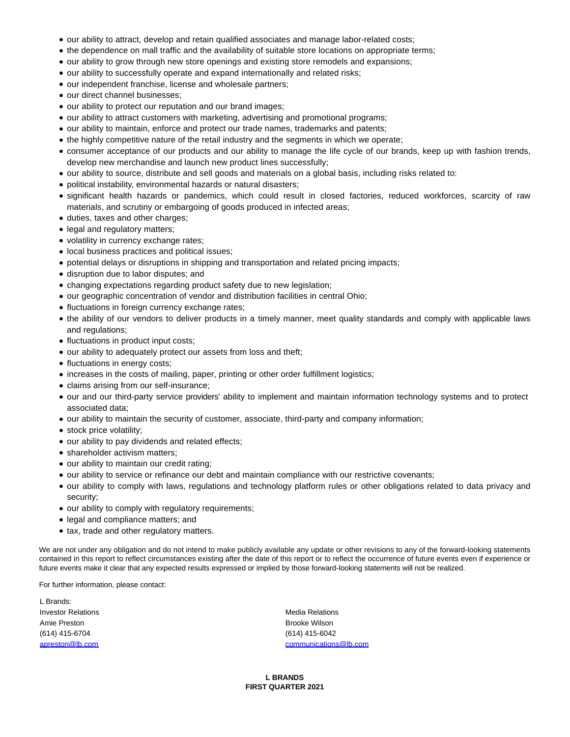- our ability to attract, develop and retain qualified associates and manage labor-related costs;
- the dependence on mall traffic and the availability of suitable store locations on appropriate terms;
- our ability to grow through new store openings and existing store remodels and expansions;
- our ability to successfully operate and expand internationally and related risks;
- our independent franchise, license and wholesale partners;
- our direct channel businesses;
- our ability to protect our reputation and our brand images;
- our ability to attract customers with marketing, advertising and promotional programs;
- our ability to maintain, enforce and protect our trade names, trademarks and patents;
- the highly competitive nature of the retail industry and the segments in which we operate;
- consumer acceptance of our products and our ability to manage the life cycle of our brands, keep up with fashion trends, develop new merchandise and launch new product lines successfully;
- our ability to source, distribute and sell goods and materials on a global basis, including risks related to:
- political instability, environmental hazards or natural disasters;
- significant health hazards or pandemics, which could result in closed factories, reduced workforces, scarcity of raw materials, and scrutiny or embargoing of goods produced in infected areas;
- duties, taxes and other charges;
- legal and regulatory matters;
- volatility in currency exchange rates;
- local business practices and political issues;
- potential delays or disruptions in shipping and transportation and related pricing impacts;
- disruption due to labor disputes; and
- changing expectations regarding product safety due to new legislation;
- our geographic concentration of vendor and distribution facilities in central Ohio;
- fluctuations in foreign currency exchange rates;
- the ability of our vendors to deliver products in a timely manner, meet quality standards and comply with applicable laws and regulations;
- fluctuations in product input costs;
- our ability to adequately protect our assets from loss and theft;
- fluctuations in energy costs;
- increases in the costs of mailing, paper, printing or other order fulfillment logistics;
- claims arising from our self-insurance;
- our and our third-party service providers' ability to implement and maintain information technology systems and to protect associated data;
- our ability to maintain the security of customer, associate, third-party and company information;
- stock price volatility;
- our ability to pay dividends and related effects;
- shareholder activism matters;
- our ability to maintain our credit rating;
- our ability to service or refinance our debt and maintain compliance with our restrictive covenants;
- our ability to comply with laws, regulations and technology platform rules or other obligations related to data privacy and security;
- our ability to comply with regulatory requirements;
- legal and compliance matters; and
- tax, trade and other regulatory matters.

We are not under any obligation and do not intend to make publicly available any update or other revisions to any of the forward-looking statements contained in this report to reflect circumstances existing after the date of this report or to reflect the occurrence of future events even if experience or future events make it clear that any expected results expressed or implied by those forward-looking statements will not be realized.

For further information, please contact:

L Brands:

Investor Relations
Amie Preston
(614) 415-6704
apreston@lb.com

Media Relations
Brooke Wilson
(614) 415-6042
communications@lb.com

**L BRANDS**
**FIRST QUARTER 2021**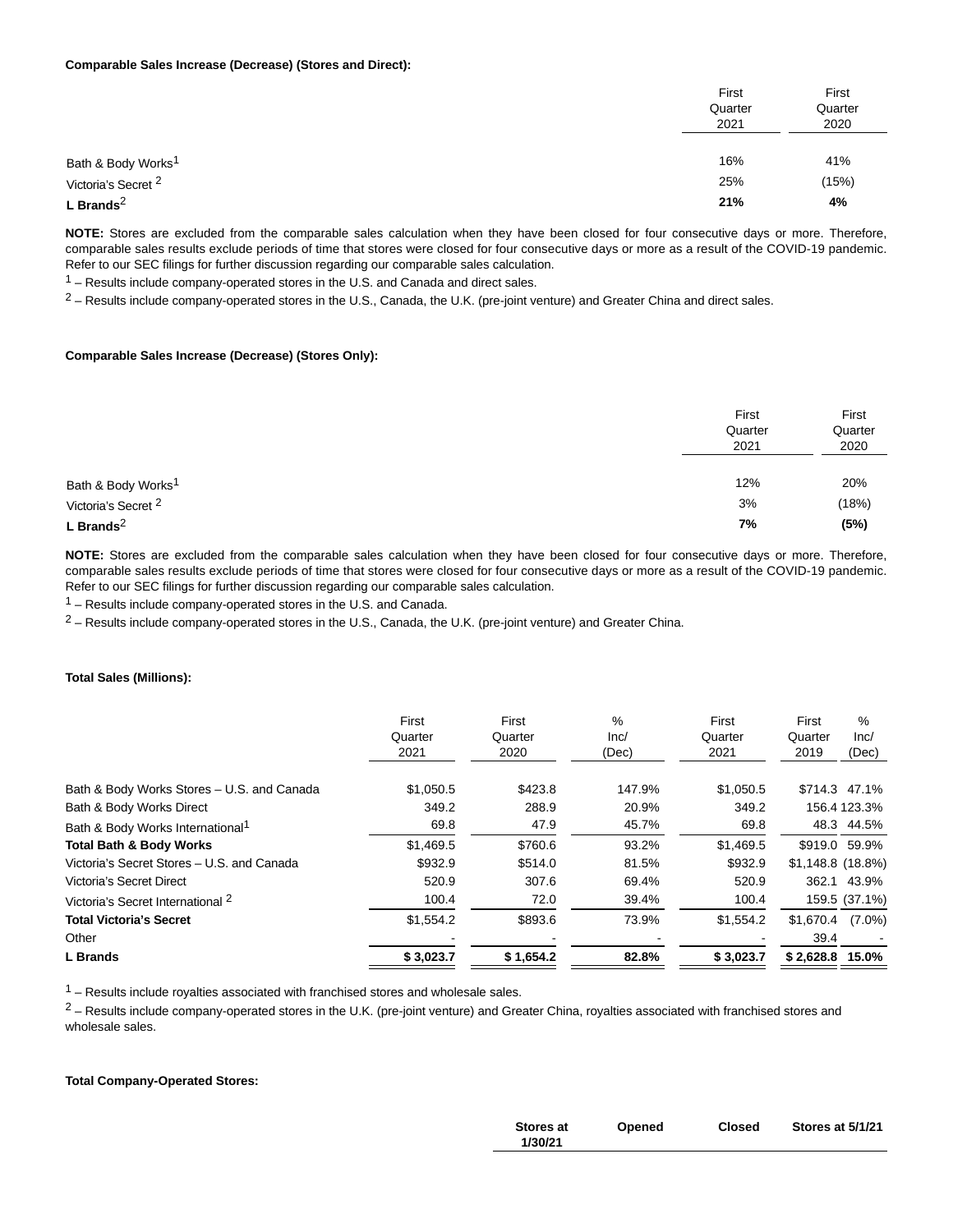**Comparable Sales Increase (Decrease) (Stores and Direct):**

| | First Quarter 2021 | First Quarter 2020 |
|---|---|---|
| Bath & Body Works[1] | 16% | 41% |
| Victoria's Secret [2] | 25% | (15%) |
| **L Brands[2]** | **21%** | **4%** |

**NOTE:** Stores are excluded from the comparable sales calculation when they have been closed for four consecutive days or more. Therefore, comparable sales results exclude periods of time that stores were closed for four consecutive days or more as a result of the COVID-19 pandemic. Refer to our SEC filings for further discussion regarding our comparable sales calculation.

[1] – Results include company-operated stores in the U.S. and Canada and direct sales.

[2] – Results include company-operated stores in the U.S., Canada, the U.K. (pre-joint venture) and Greater China and direct sales.

**Comparable Sales Increase (Decrease) (Stores Only):**

| | First Quarter 2021 | First Quarter 2020 |
|---|---|---|
| Bath & Body Works[1] | 12% | 20% |
| Victoria's Secret [2] | 3% | (18%) |
| **L Brands[2]** | **7%** | **(5%)** |

**NOTE:** Stores are excluded from the comparable sales calculation when they have been closed for four consecutive days or more. Therefore, comparable sales results exclude periods of time that stores were closed for four consecutive days or more as a result of the COVID-19 pandemic. Refer to our SEC filings for further discussion regarding our comparable sales calculation.

[1] – Results include company-operated stores in the U.S. and Canada.

[2] – Results include company-operated stores in the U.S., Canada, the U.K. (pre-joint venture) and Greater China.

**Total Sales (Millions):**

| | First Quarter 2021 | First Quarter 2020 | % Inc/ (Dec) | First Quarter 2021 | First Quarter 2019 | % Inc/ (Dec) |
|---|---|---|---|---|---|---|
| Bath & Body Works Stores – U.S. and Canada | $1,050.5 | $423.8 | 147.9% | $1,050.5 | $714.3 | 47.1% |
| Bath & Body Works Direct | 349.2 | 288.9 | 20.9% | 349.2 | 156.4 | 123.3% |
| Bath & Body Works International[1] | 69.8 | 47.9 | 45.7% | 69.8 | 48.3 | 44.5% |
| **Total Bath & Body Works** | $1,469.5 | $760.6 | 93.2% | $1,469.5 | $919.0 | 59.9% |
| Victoria's Secret Stores – U.S. and Canada | $932.9 | $514.0 | 81.5% | $932.9 | $1,148.8 | (18.8%) |
| Victoria's Secret Direct | 520.9 | 307.6 | 69.4% | 520.9 | 362.1 | 43.9% |
| Victoria's Secret International [2] | 100.4 | 72.0 | 39.4% | 100.4 | 159.5 | (37.1%) |
| **Total Victoria's Secret** | $1,554.2 | $893.6 | 73.9% | $1,554.2 | $1,670.4 | (7.0%) |
| Other | - | - | - | - | 39.4 | - |
| **L Brands** | **$ 3,023.7** | **$ 1,654.2** | **82.8%** | **$ 3,023.7** | **$ 2,628.8** | **15.0%** |

[1] – Results include royalties associated with franchised stores and wholesale sales.

[2] – Results include company-operated stores in the U.K. (pre-joint venture) and Greater China, royalties associated with franchised stores and wholesale sales.

**Total Company-Operated Stores:**

| | Stores at 1/30/21 | Opened | Closed | Stores at 5/1/21 |
|---|---|---|---|---|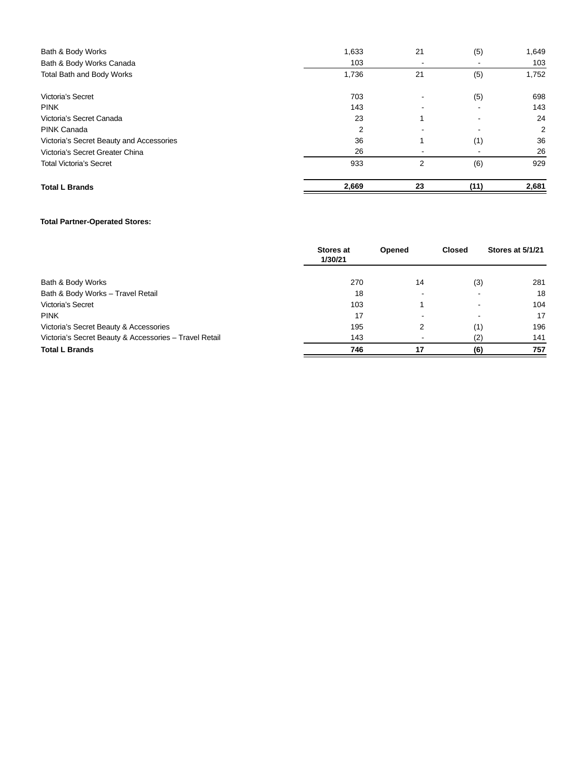| | | | | |
|---|---|---|---|---|
| Bath & Body Works | 1,633 | 21 | (5) | 1,649 |
| Bath & Body Works Canada | 103 | - | - | 103 |
| Total Bath and Body Works | 1,736 | 21 | (5) | 1,752 |
| | | | | |
| Victoria's Secret | 703 | - | (5) | 698 |
| PINK | 143 | - | - | 143 |
| Victoria's Secret Canada | 23 | 1 | - | 24 |
| PINK Canada | 2 | - | - | 2 |
| Victoria's Secret Beauty and Accessories | 36 | 1 | (1) | 36 |
| Victoria's Secret Greater China | 26 | - | - | 26 |
| Total Victoria's Secret | 933 | 2 | (6) | 929 |
| | | | | |
| **Total L Brands** | **2,669** | **23** | **(11)** | **2,681** |

**Total Partner-Operated Stores:**

| | Stores at 1/30/21 | Opened | Closed | Stores at 5/1/21 |
|---|---|---|---|---|
| Bath & Body Works | 270 | 14 | (3) | 281 |
| Bath & Body Works – Travel Retail | 18 | - | - | 18 |
| Victoria's Secret | 103 | 1 | - | 104 |
| PINK | 17 | - | - | 17 |
| Victoria's Secret Beauty & Accessories | 195 | 2 | (1) | 196 |
| Victoria's Secret Beauty & Accessories – Travel Retail | 143 | - | (2) | 141 |
| **Total L Brands** | **746** | **17** | **(6)** | **757** |